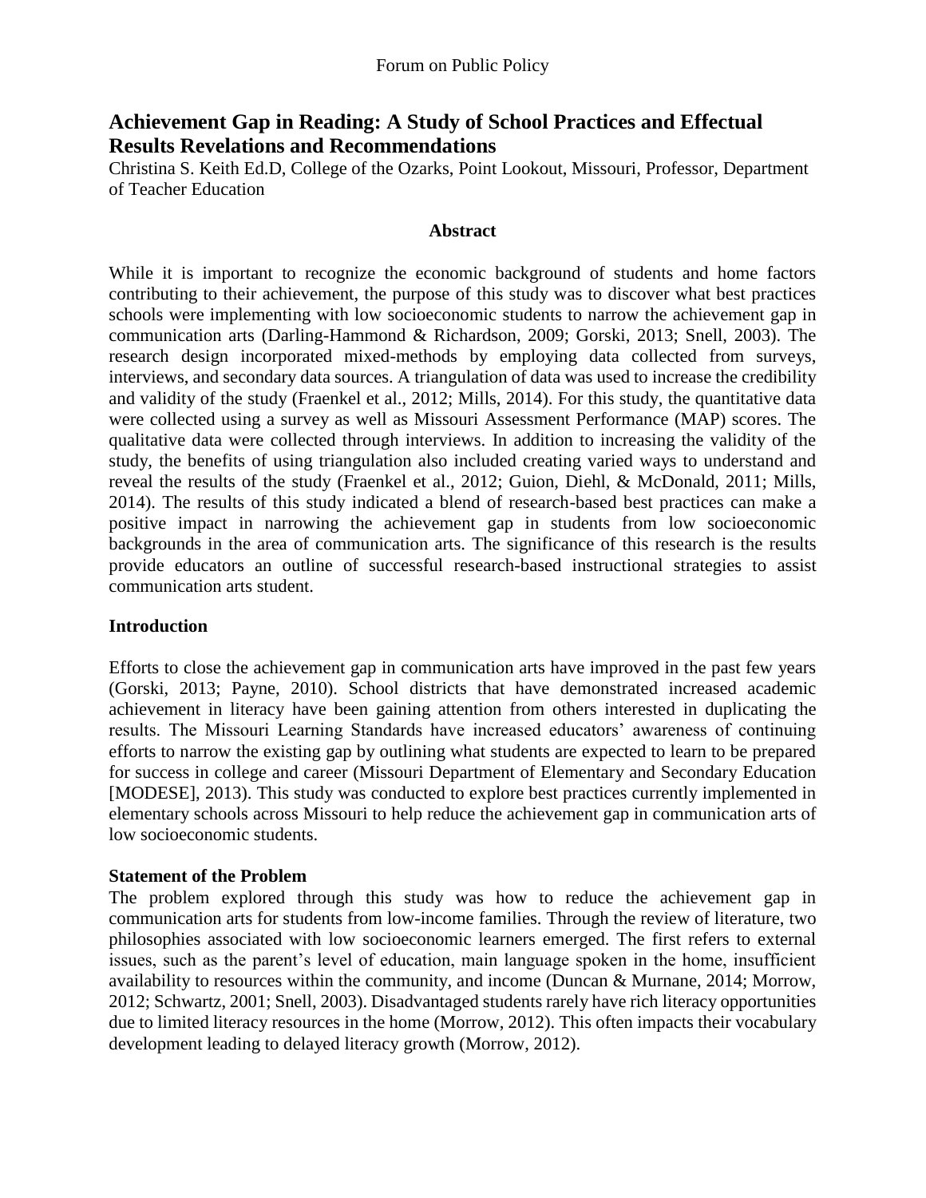# Achievement Gap in Reading: A Study of School Practices and Effectual Results Revelations and Recommendations

Christina S. Keith Ed.D, College of the Ozarks, Point Lookout, Missouri, Professor, Department of Teacher Education

### Abstract

While it is important to recognize the economic background of students and home factors contributing to their achievement, the purpose of this study was to discover what best practices schools were implementing with low socioeconomic students to narrow the achievement gap in communication arts (Darling-Hammond & Richardson, 2009; Gorski, 2013; Snell, 2003). The research design incorporated mixed-methods by employing data collected from surveys, interviews, and secondary data sources. A triangulation of data was used to increase the credibility and validity of the study (Fraenkel et al., 2012; Mills, 2014). For this study, the quantitative data were collected using a survey as well as Missouri Assessment Performance (MAP) scores. The qualitative data were collected through interviews. In addition to increasing the validity of the study, the benefits of using triangulation also included creating varied ways to understand and reveal the results of the study (Fraenkel et al., 2012; Guion, Diehl, & McDonald, 2011; Mills, 2014). The results of this study indicated a blend of research-based best practices can make a positive impact in narrowing the achievement gap in students from low socioeconomic backgrounds in the area of communication arts. The significance of this research is the results provide educators an outline of successful research-based instructional strategies to assist communication arts student.

## Introduction

Efforts to close the achievement gap in communication arts have improved in the past few years (Gorski, 2013; Payne, 2010). School districts that have demonstrated increased academic achievement in literacy have been gaining attention from others interested in duplicating the results. The Missouri Learning Standards have increased educators' awareness of continuing efforts to narrow the existing gap by outlining what students are expected to learn to be prepared for success in college and career (Missouri Department of Elementary and Secondary Education [MODESE], 2013). This study was conducted to explore best practices currently implemented in elementary schools across Missouri to help reduce the achievement gap in communication arts of low socioeconomic students.

## Statement of the Problem

The problem explored through this study was how to reduce the achievement gap in communication arts for students from low-income families. Through the review of literature, two philosophies associated with low socioeconomic learners emerged. The first refers to external issues, such as the parent's level of education, main language spoken in the home, insufficient availability to resources within the community, and income (Duncan & Murnane, 2014; Morrow, 2012; Schwartz, 2001; Snell, 2003). Disadvantaged students rarely have rich literacy opportunities due to limited literacy resources in the home (Morrow, 2012). This often impacts their vocabulary development leading to delayed literacy growth (Morrow, 2012).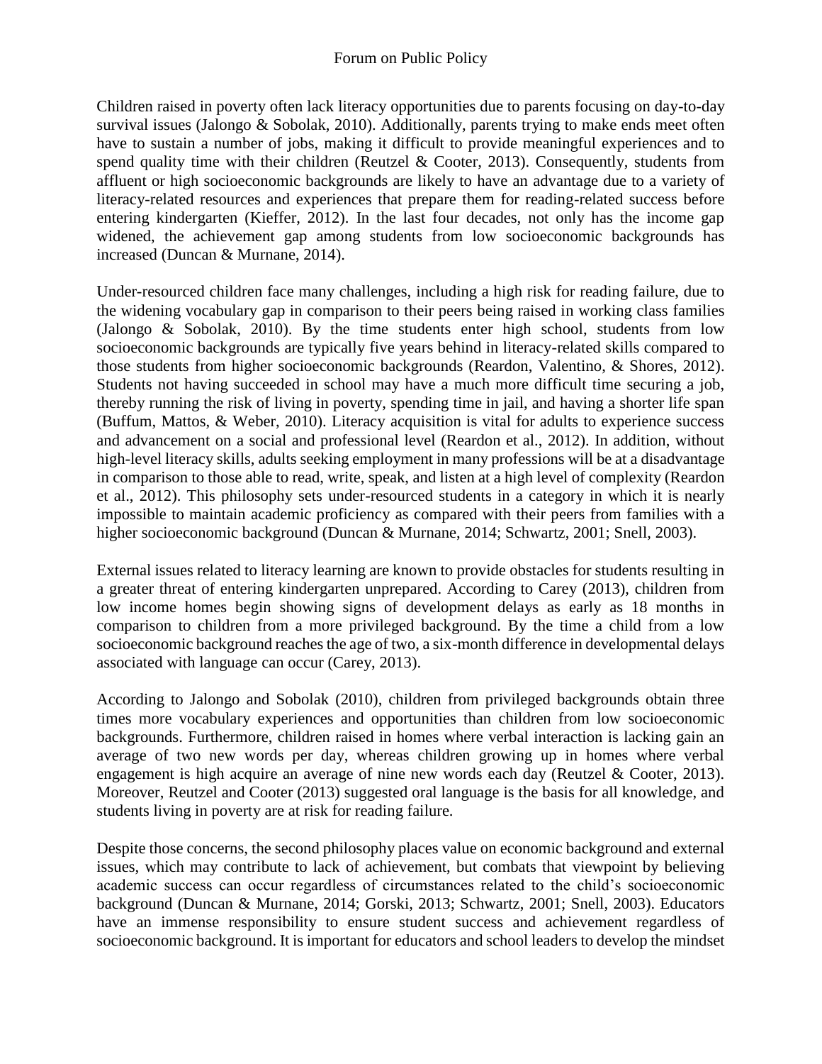Children raised in poverty often lack literacy opportunities due to parents focusing on day-to-day survival issues (Jalongo & Sobolak, 2010). Additionally, parents trying to make ends meet often have to sustain a number of jobs, making it difficult to provide meaningful experiences and to spend quality time with their children (Reutzel & Cooter, 2013). Consequently, students from affluent or high socioeconomic backgrounds are likely to have an advantage due to a variety of literacy-related resources and experiences that prepare them for reading-related success before entering kindergarten (Kieffer, 2012). In the last four decades, not only has the income gap widened, the achievement gap among students from low socioeconomic backgrounds has increased (Duncan & Murnane, 2014).

Under-resourced children face many challenges, including a high risk for reading failure, due to the widening vocabulary gap in comparison to their peers being raised in working class families (Jalongo & Sobolak, 2010). By the time students enter high school, students from low socioeconomic backgrounds are typically five years behind in literacy-related skills compared to those students from higher socioeconomic backgrounds (Reardon, Valentino, & Shores, 2012). Students not having succeeded in school may have a much more difficult time securing a job, thereby running the risk of living in poverty, spending time in jail, and having a shorter life span (Buffum, Mattos, & Weber, 2010). Literacy acquisition is vital for adults to experience success and advancement on a social and professional level (Reardon et al., 2012). In addition, without high-level literacy skills, adults seeking employment in many professions will be at a disadvantage in comparison to those able to read, write, speak, and listen at a high level of complexity (Reardon et al., 2012). This philosophy sets under-resourced students in a category in which it is nearly impossible to maintain academic proficiency as compared with their peers from families with a higher socioeconomic background (Duncan & Murnane, 2014; Schwartz, 2001; Snell, 2003).

External issues related to literacy learning are known to provide obstacles for students resulting in a greater threat of entering kindergarten unprepared. According to Carey (2013), children from low income homes begin showing signs of development delays as early as 18 months in comparison to children from a more privileged background. By the time a child from a low socioeconomic background reaches the age of two, a six-month difference in developmental delays associated with language can occur (Carey, 2013).

According to Jalongo and Sobolak (2010), children from privileged backgrounds obtain three times more vocabulary experiences and opportunities than children from low socioeconomic backgrounds. Furthermore, children raised in homes where verbal interaction is lacking gain an average of two new words per day, whereas children growing up in homes where verbal engagement is high acquire an average of nine new words each day (Reutzel & Cooter, 2013). Moreover, Reutzel and Cooter (2013) suggested oral language is the basis for all knowledge, and students living in poverty are at risk for reading failure.

Despite those concerns, the second philosophy places value on economic background and external issues, which may contribute to lack of achievement, but combats that viewpoint by believing academic success can occur regardless of circumstances related to the child's socioeconomic background (Duncan & Murnane, 2014; Gorski, 2013; Schwartz, 2001; Snell, 2003). Educators have an immense responsibility to ensure student success and achievement regardless of socioeconomic background. It is important for educators and school leaders to develop the mindset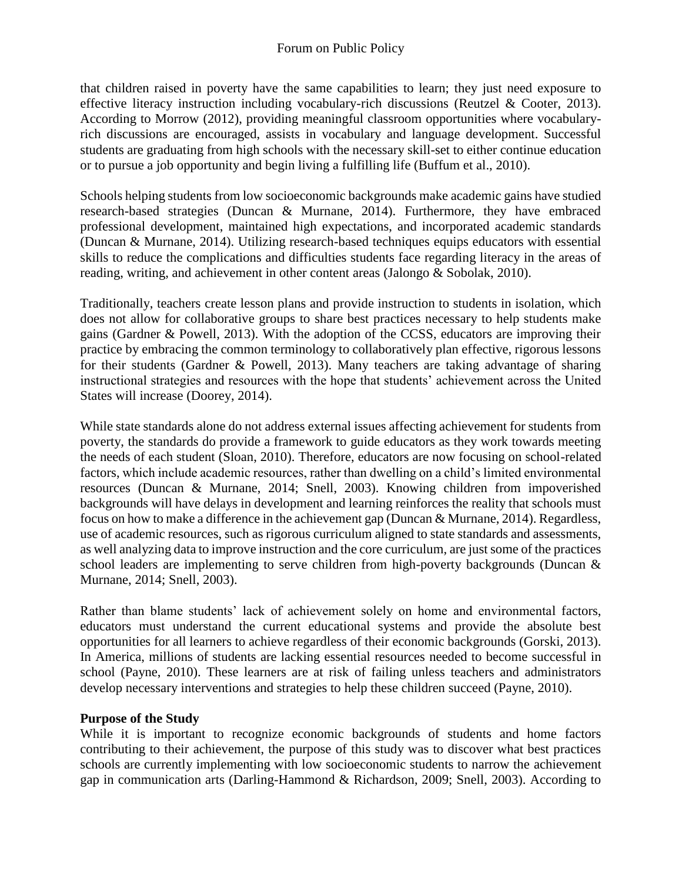that children raised in poverty have the same capabilities to learn; they just need exposure to effective literacy instruction including vocabulary-rich discussions (Reutzel & Cooter, 2013). According to Morrow (2012), providing meaningful classroom opportunities where vocabulary-rich discussions are encouraged, assists in vocabulary and language development. Successful students are graduating from high schools with the necessary skill-set to either continue education or to pursue a job opportunity and begin living a fulfilling life (Buffum et al., 2010).

Schools helping students from low socioeconomic backgrounds make academic gains have studied research-based strategies (Duncan & Murnane, 2014). Furthermore, they have embraced professional development, maintained high expectations, and incorporated academic standards (Duncan & Murnane, 2014). Utilizing research-based techniques equips educators with essential skills to reduce the complications and difficulties students face regarding literacy in the areas of reading, writing, and achievement in other content areas (Jalongo & Sobolak, 2010).

Traditionally, teachers create lesson plans and provide instruction to students in isolation, which does not allow for collaborative groups to share best practices necessary to help students make gains (Gardner & Powell, 2013). With the adoption of the CCSS, educators are improving their practice by embracing the common terminology to collaboratively plan effective, rigorous lessons for their students (Gardner & Powell, 2013). Many teachers are taking advantage of sharing instructional strategies and resources with the hope that students' achievement across the United States will increase (Doorey, 2014).

While state standards alone do not address external issues affecting achievement for students from poverty, the standards do provide a framework to guide educators as they work towards meeting the needs of each student (Sloan, 2010). Therefore, educators are now focusing on school-related factors, which include academic resources, rather than dwelling on a child's limited environmental resources (Duncan & Murnane, 2014; Snell, 2003). Knowing children from impoverished backgrounds will have delays in development and learning reinforces the reality that schools must focus on how to make a difference in the achievement gap (Duncan & Murnane, 2014). Regardless, use of academic resources, such as rigorous curriculum aligned to state standards and assessments, as well analyzing data to improve instruction and the core curriculum, are just some of the practices school leaders are implementing to serve children from high-poverty backgrounds (Duncan & Murnane, 2014; Snell, 2003).

Rather than blame students' lack of achievement solely on home and environmental factors, educators must understand the current educational systems and provide the absolute best opportunities for all learners to achieve regardless of their economic backgrounds (Gorski, 2013). In America, millions of students are lacking essential resources needed to become successful in school (Payne, 2010). These learners are at risk of failing unless teachers and administrators develop necessary interventions and strategies to help these children succeed (Payne, 2010).

**Purpose of the Study**

While it is important to recognize economic backgrounds of students and home factors contributing to their achievement, the purpose of this study was to discover what best practices schools are currently implementing with low socioeconomic students to narrow the achievement gap in communication arts (Darling-Hammond & Richardson, 2009; Snell, 2003). According to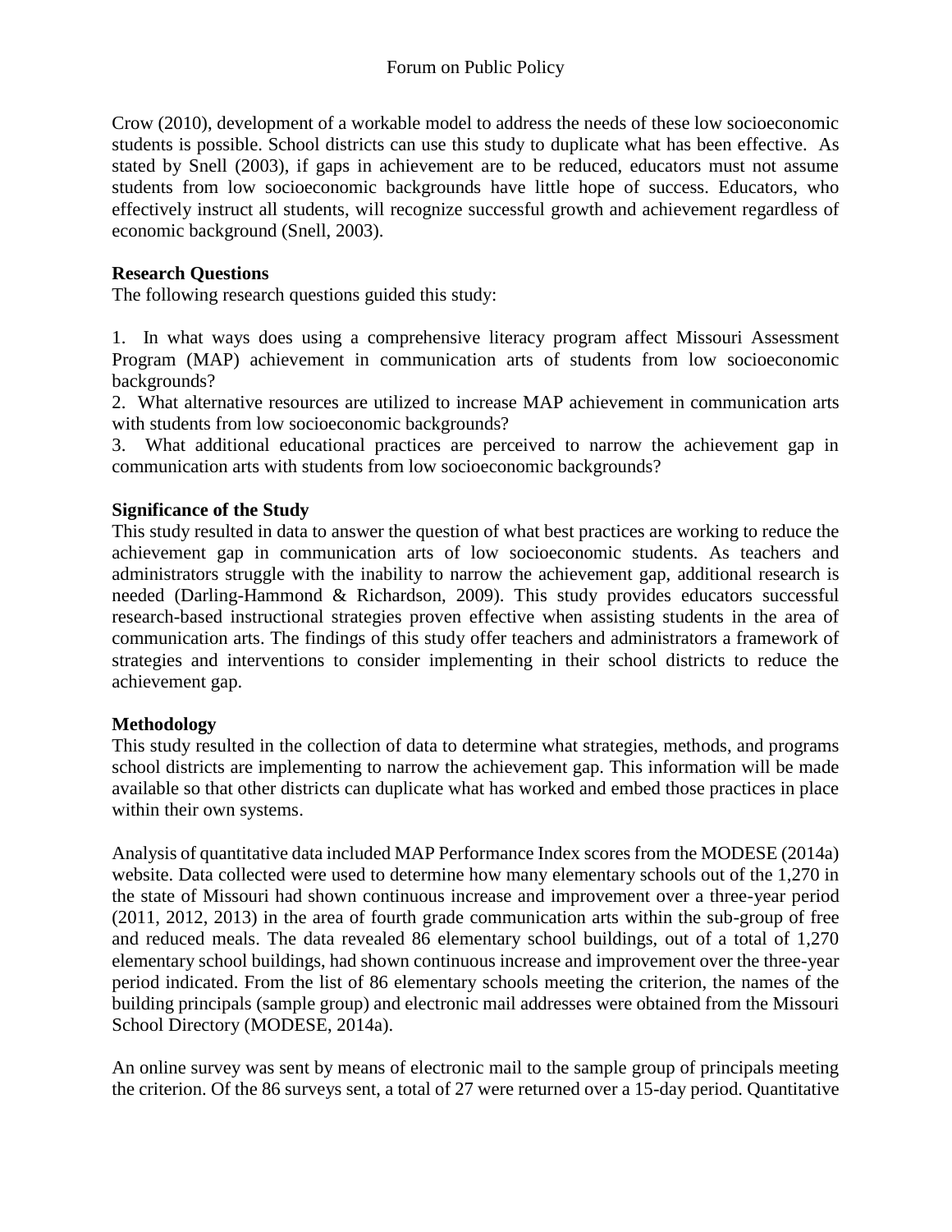Crow (2010), development of a workable model to address the needs of these low socioeconomic students is possible. School districts can use this study to duplicate what has been effective. As stated by Snell (2003), if gaps in achievement are to be reduced, educators must not assume students from low socioeconomic backgrounds have little hope of success. Educators, who effectively instruct all students, will recognize successful growth and achievement regardless of economic background (Snell, 2003).

**Research Questions**

The following research questions guided this study:

1. In what ways does using a comprehensive literacy program affect Missouri Assessment Program (MAP) achievement in communication arts of students from low socioeconomic backgrounds?
2. What alternative resources are utilized to increase MAP achievement in communication arts with students from low socioeconomic backgrounds?
3. What additional educational practices are perceived to narrow the achievement gap in communication arts with students from low socioeconomic backgrounds?

**Significance of the Study**

This study resulted in data to answer the question of what best practices are working to reduce the achievement gap in communication arts of low socioeconomic students. As teachers and administrators struggle with the inability to narrow the achievement gap, additional research is needed (Darling-Hammond & Richardson, 2009). This study provides educators successful research-based instructional strategies proven effective when assisting students in the area of communication arts. The findings of this study offer teachers and administrators a framework of strategies and interventions to consider implementing in their school districts to reduce the achievement gap.

**Methodology**

This study resulted in the collection of data to determine what strategies, methods, and programs school districts are implementing to narrow the achievement gap. This information will be made available so that other districts can duplicate what has worked and embed those practices in place within their own systems.

Analysis of quantitative data included MAP Performance Index scores from the MODESE (2014a) website. Data collected were used to determine how many elementary schools out of the 1,270 in the state of Missouri had shown continuous increase and improvement over a three-year period (2011, 2012, 2013) in the area of fourth grade communication arts within the sub-group of free and reduced meals. The data revealed 86 elementary school buildings, out of a total of 1,270 elementary school buildings, had shown continuous increase and improvement over the three-year period indicated. From the list of 86 elementary schools meeting the criterion, the names of the building principals (sample group) and electronic mail addresses were obtained from the Missouri School Directory (MODESE, 2014a).

An online survey was sent by means of electronic mail to the sample group of principals meeting the criterion. Of the 86 surveys sent, a total of 27 were returned over a 15-day period. Quantitative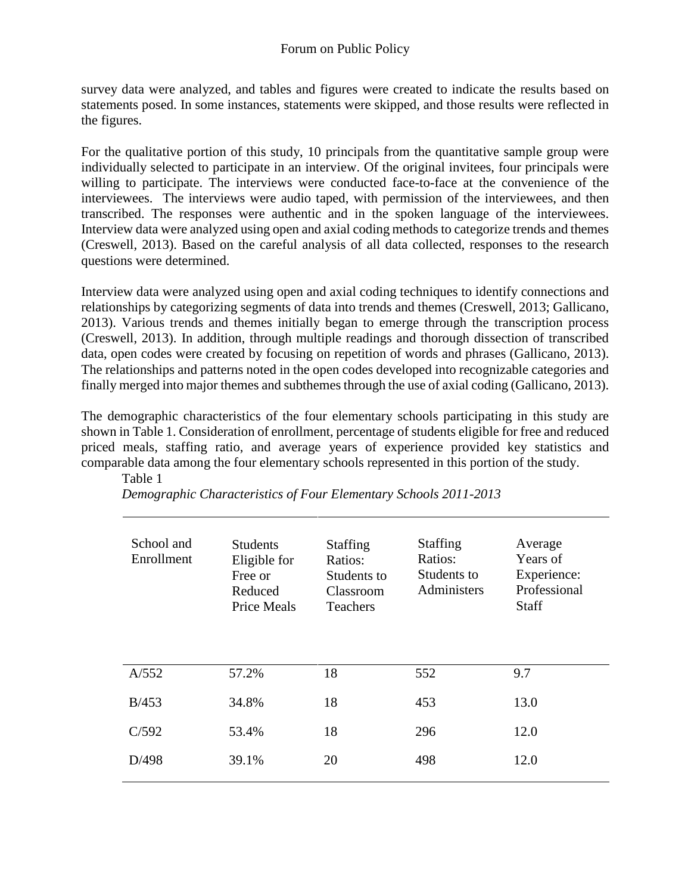survey data were analyzed, and tables and figures were created to indicate the results based on statements posed. In some instances, statements were skipped, and those results were reflected in the figures.

For the qualitative portion of this study, 10 principals from the quantitative sample group were individually selected to participate in an interview. Of the original invitees, four principals were willing to participate. The interviews were conducted face-to-face at the convenience of the interviewees. The interviews were audio taped, with permission of the interviewees, and then transcribed. The responses were authentic and in the spoken language of the interviewees. Interview data were analyzed using open and axial coding methods to categorize trends and themes (Creswell, 2013). Based on the careful analysis of all data collected, responses to the research questions were determined.

Interview data were analyzed using open and axial coding techniques to identify connections and relationships by categorizing segments of data into trends and themes (Creswell, 2013; Gallicano, 2013). Various trends and themes initially began to emerge through the transcription process (Creswell, 2013). In addition, through multiple readings and thorough dissection of transcribed data, open codes were created by focusing on repetition of words and phrases (Gallicano, 2013). The relationships and patterns noted in the open codes developed into recognizable categories and finally merged into major themes and subthemes through the use of axial coding (Gallicano, 2013).

The demographic characteristics of the four elementary schools participating in this study are shown in Table 1. Consideration of enrollment, percentage of students eligible for free and reduced priced meals, staffing ratio, and average years of experience provided key statistics and comparable data among the four elementary schools represented in this portion of the study.

Table 1

*Demographic Characteristics of Four Elementary Schools 2011-2013*

| School and Enrollment | Students Eligible for Free or Reduced Price Meals | Staffing Ratios: Students to Classroom Teachers | Staffing Ratios: Students to Administers | Average Years of Experience: Professional Staff |
|---|---|---|---|---|
| A/552 | 57.2% | 18 | 552 | 9.7 |
| B/453 | 34.8% | 18 | 453 | 13.0 |
| C/592 | 53.4% | 18 | 296 | 12.0 |
| D/498 | 39.1% | 20 | 498 | 12.0 |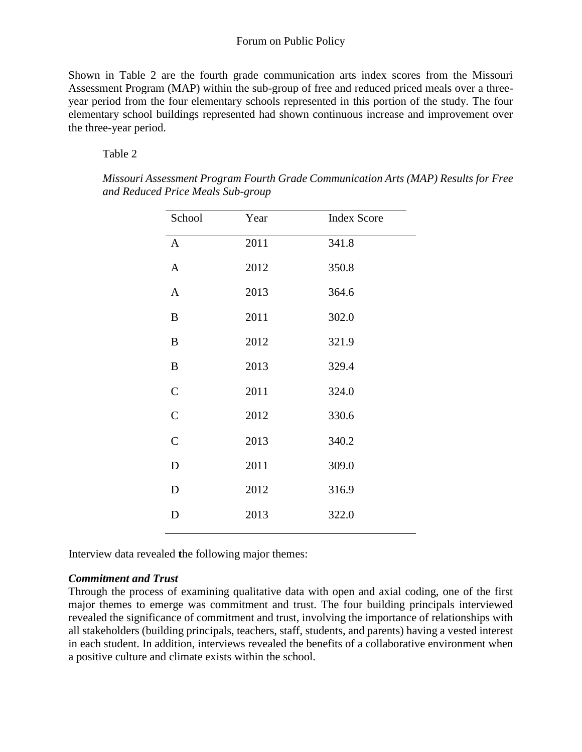Shown in Table 2 are the fourth grade communication arts index scores from the Missouri Assessment Program (MAP) within the sub-group of free and reduced priced meals over a three-year period from the four elementary schools represented in this portion of the study. The four elementary school buildings represented had shown continuous increase and improvement over the three-year period.

Table 2

*Missouri Assessment Program Fourth Grade Communication Arts (MAP) Results for Free and Reduced Price Meals Sub-group*

| School | Year | Index Score |
|---|---|---|
| A | 2011 | 341.8 |
| A | 2012 | 350.8 |
| A | 2013 | 364.6 |
| B | 2011 | 302.0 |
| B | 2012 | 321.9 |
| B | 2013 | 329.4 |
| C | 2011 | 324.0 |
| C | 2012 | 330.6 |
| C | 2013 | 340.2 |
| D | 2011 | 309.0 |
| D | 2012 | 316.9 |
| D | 2013 | 322.0 |

Interview data revealed the following major themes:

***Commitment and Trust***

Through the process of examining qualitative data with open and axial coding, one of the first major themes to emerge was commitment and trust. The four building principals interviewed revealed the significance of commitment and trust, involving the importance of relationships with all stakeholders (building principals, teachers, staff, students, and parents) having a vested interest in each student. In addition, interviews revealed the benefits of a collaborative environment when a positive culture and climate exists within the school.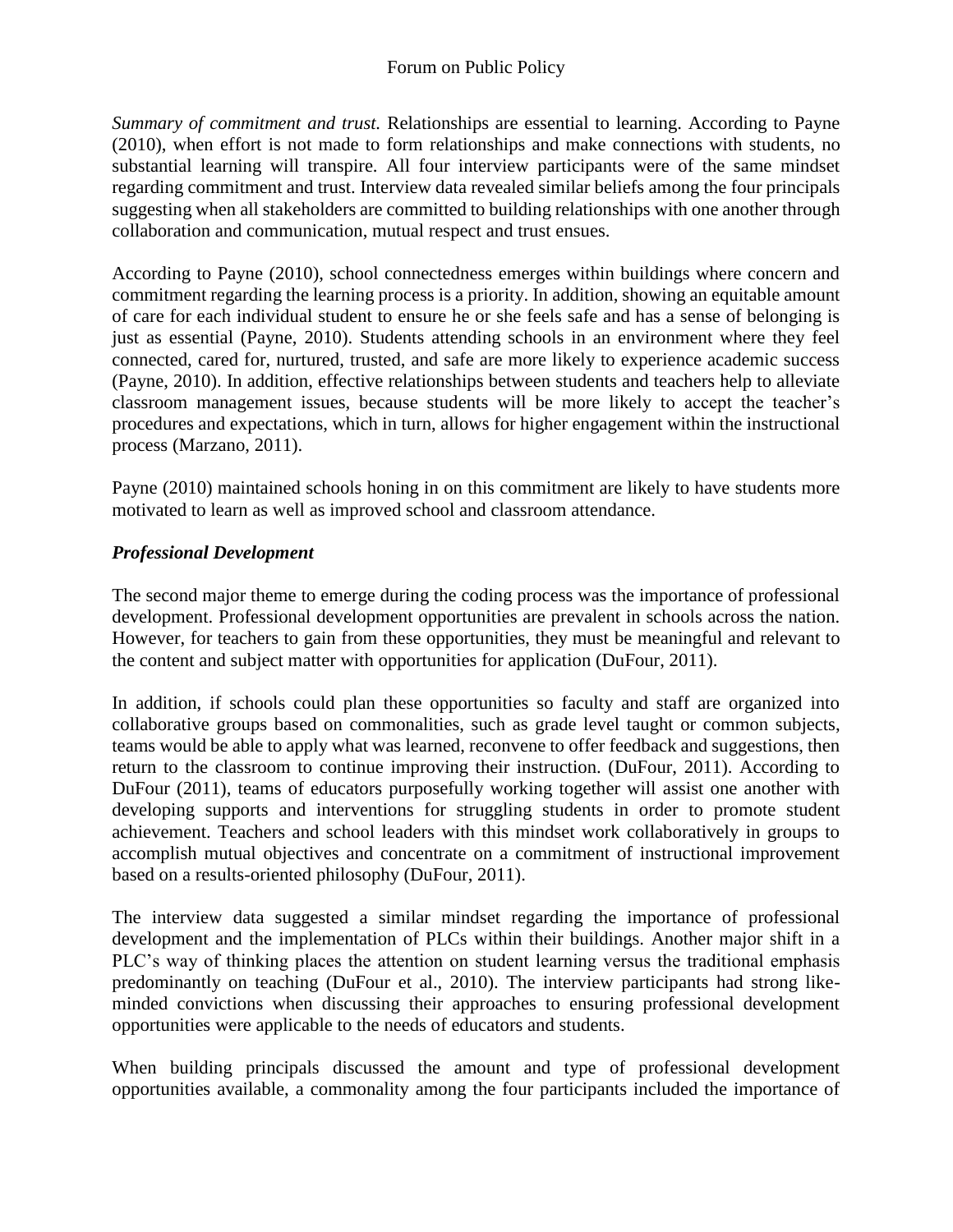*Summary of commitment and trust.* Relationships are essential to learning. According to Payne (2010), when effort is not made to form relationships and make connections with students, no substantial learning will transpire. All four interview participants were of the same mindset regarding commitment and trust. Interview data revealed similar beliefs among the four principals suggesting when all stakeholders are committed to building relationships with one another through collaboration and communication, mutual respect and trust ensues.

According to Payne (2010), school connectedness emerges within buildings where concern and commitment regarding the learning process is a priority. In addition, showing an equitable amount of care for each individual student to ensure he or she feels safe and has a sense of belonging is just as essential (Payne, 2010). Students attending schools in an environment where they feel connected, cared for, nurtured, trusted, and safe are more likely to experience academic success (Payne, 2010). In addition, effective relationships between students and teachers help to alleviate classroom management issues, because students will be more likely to accept the teacher's procedures and expectations, which in turn, allows for higher engagement within the instructional process (Marzano, 2011).

Payne (2010) maintained schools honing in on this commitment are likely to have students more motivated to learn as well as improved school and classroom attendance.

### *Professional Development*

The second major theme to emerge during the coding process was the importance of professional development. Professional development opportunities are prevalent in schools across the nation. However, for teachers to gain from these opportunities, they must be meaningful and relevant to the content and subject matter with opportunities for application (DuFour, 2011).

In addition, if schools could plan these opportunities so faculty and staff are organized into collaborative groups based on commonalities, such as grade level taught or common subjects, teams would be able to apply what was learned, reconvene to offer feedback and suggestions, then return to the classroom to continue improving their instruction. (DuFour, 2011). According to DuFour (2011), teams of educators purposefully working together will assist one another with developing supports and interventions for struggling students in order to promote student achievement. Teachers and school leaders with this mindset work collaboratively in groups to accomplish mutual objectives and concentrate on a commitment of instructional improvement based on a results-oriented philosophy (DuFour, 2011).

The interview data suggested a similar mindset regarding the importance of professional development and the implementation of PLCs within their buildings. Another major shift in a PLC's way of thinking places the attention on student learning versus the traditional emphasis predominantly on teaching (DuFour et al., 2010). The interview participants had strong like-minded convictions when discussing their approaches to ensuring professional development opportunities were applicable to the needs of educators and students.

When building principals discussed the amount and type of professional development opportunities available, a commonality among the four participants included the importance of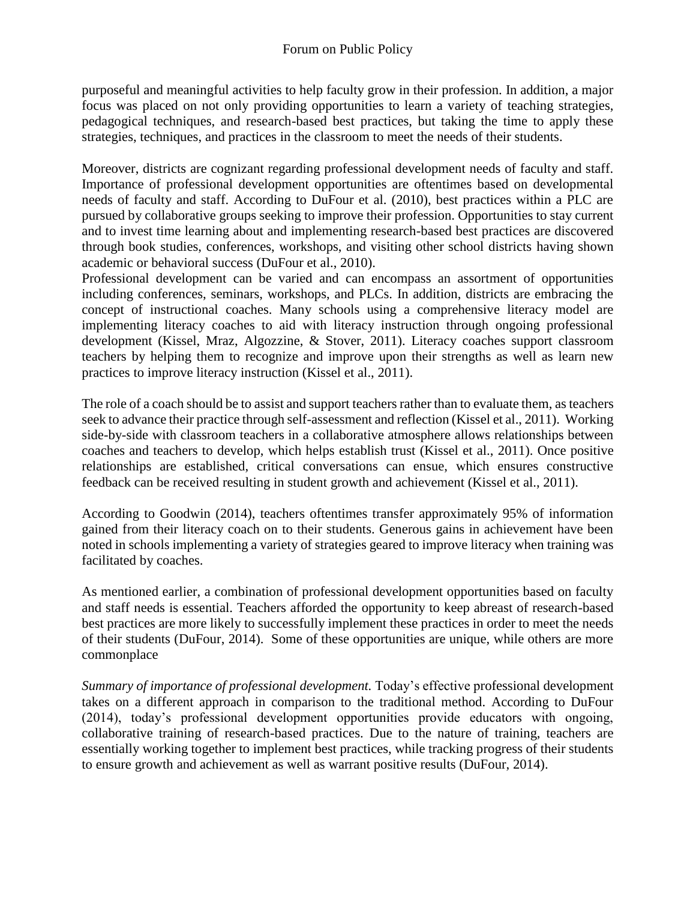purposeful and meaningful activities to help faculty grow in their profession. In addition, a major focus was placed on not only providing opportunities to learn a variety of teaching strategies, pedagogical techniques, and research-based best practices, but taking the time to apply these strategies, techniques, and practices in the classroom to meet the needs of their students.

Moreover, districts are cognizant regarding professional development needs of faculty and staff. Importance of professional development opportunities are oftentimes based on developmental needs of faculty and staff. According to DuFour et al. (2010), best practices within a PLC are pursued by collaborative groups seeking to improve their profession. Opportunities to stay current and to invest time learning about and implementing research-based best practices are discovered through book studies, conferences, workshops, and visiting other school districts having shown academic or behavioral success (DuFour et al., 2010).

Professional development can be varied and can encompass an assortment of opportunities including conferences, seminars, workshops, and PLCs. In addition, districts are embracing the concept of instructional coaches. Many schools using a comprehensive literacy model are implementing literacy coaches to aid with literacy instruction through ongoing professional development (Kissel, Mraz, Algozzine, & Stover, 2011). Literacy coaches support classroom teachers by helping them to recognize and improve upon their strengths as well as learn new practices to improve literacy instruction (Kissel et al., 2011).

The role of a coach should be to assist and support teachers rather than to evaluate them, as teachers seek to advance their practice through self-assessment and reflection (Kissel et al., 2011). Working side-by-side with classroom teachers in a collaborative atmosphere allows relationships between coaches and teachers to develop, which helps establish trust (Kissel et al., 2011). Once positive relationships are established, critical conversations can ensue, which ensures constructive feedback can be received resulting in student growth and achievement (Kissel et al., 2011).

According to Goodwin (2014), teachers oftentimes transfer approximately 95% of information gained from their literacy coach on to their students. Generous gains in achievement have been noted in schools implementing a variety of strategies geared to improve literacy when training was facilitated by coaches.

As mentioned earlier, a combination of professional development opportunities based on faculty and staff needs is essential. Teachers afforded the opportunity to keep abreast of research-based best practices are more likely to successfully implement these practices in order to meet the needs of their students (DuFour, 2014). Some of these opportunities are unique, while others are more commonplace

*Summary of importance of professional development.* Today's effective professional development takes on a different approach in comparison to the traditional method. According to DuFour (2014), today's professional development opportunities provide educators with ongoing, collaborative training of research-based practices. Due to the nature of training, teachers are essentially working together to implement best practices, while tracking progress of their students to ensure growth and achievement as well as warrant positive results (DuFour, 2014).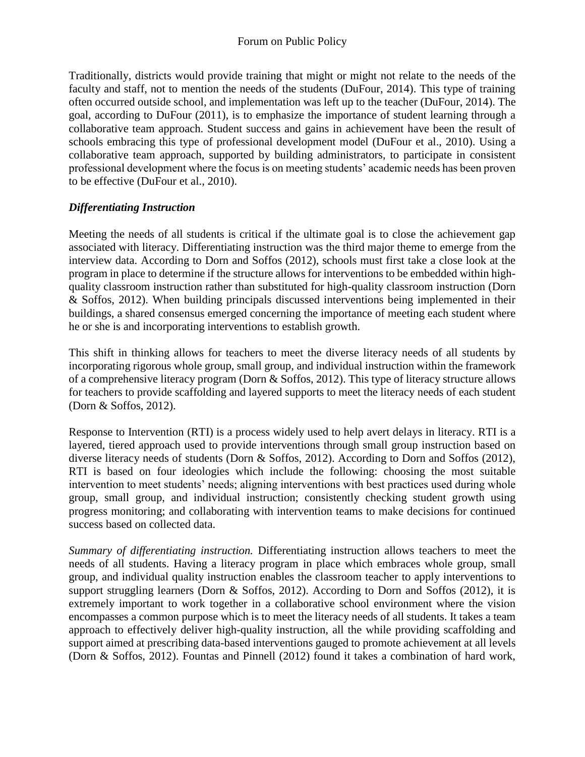Traditionally, districts would provide training that might or might not relate to the needs of the faculty and staff, not to mention the needs of the students (DuFour, 2014). This type of training often occurred outside school, and implementation was left up to the teacher (DuFour, 2014). The goal, according to DuFour (2011), is to emphasize the importance of student learning through a collaborative team approach. Student success and gains in achievement have been the result of schools embracing this type of professional development model (DuFour et al., 2010). Using a collaborative team approach, supported by building administrators, to participate in consistent professional development where the focus is on meeting students' academic needs has been proven to be effective (DuFour et al., 2010).

### *Differentiating Instruction*

Meeting the needs of all students is critical if the ultimate goal is to close the achievement gap associated with literacy. Differentiating instruction was the third major theme to emerge from the interview data. According to Dorn and Soffos (2012), schools must first take a close look at the program in place to determine if the structure allows for interventions to be embedded within high-quality classroom instruction rather than substituted for high-quality classroom instruction (Dorn & Soffos, 2012). When building principals discussed interventions being implemented in their buildings, a shared consensus emerged concerning the importance of meeting each student where he or she is and incorporating interventions to establish growth.

This shift in thinking allows for teachers to meet the diverse literacy needs of all students by incorporating rigorous whole group, small group, and individual instruction within the framework of a comprehensive literacy program (Dorn & Soffos, 2012). This type of literacy structure allows for teachers to provide scaffolding and layered supports to meet the literacy needs of each student (Dorn & Soffos, 2012).

Response to Intervention (RTI) is a process widely used to help avert delays in literacy. RTI is a layered, tiered approach used to provide interventions through small group instruction based on diverse literacy needs of students (Dorn & Soffos, 2012). According to Dorn and Soffos (2012), RTI is based on four ideologies which include the following: choosing the most suitable intervention to meet students' needs; aligning interventions with best practices used during whole group, small group, and individual instruction; consistently checking student growth using progress monitoring; and collaborating with intervention teams to make decisions for continued success based on collected data.

*Summary of differentiating instruction.* Differentiating instruction allows teachers to meet the needs of all students. Having a literacy program in place which embraces whole group, small group, and individual quality instruction enables the classroom teacher to apply interventions to support struggling learners (Dorn & Soffos, 2012). According to Dorn and Soffos (2012), it is extremely important to work together in a collaborative school environment where the vision encompasses a common purpose which is to meet the literacy needs of all students. It takes a team approach to effectively deliver high-quality instruction, all the while providing scaffolding and support aimed at prescribing data-based interventions gauged to promote achievement at all levels (Dorn & Soffos, 2012). Fountas and Pinnell (2012) found it takes a combination of hard work,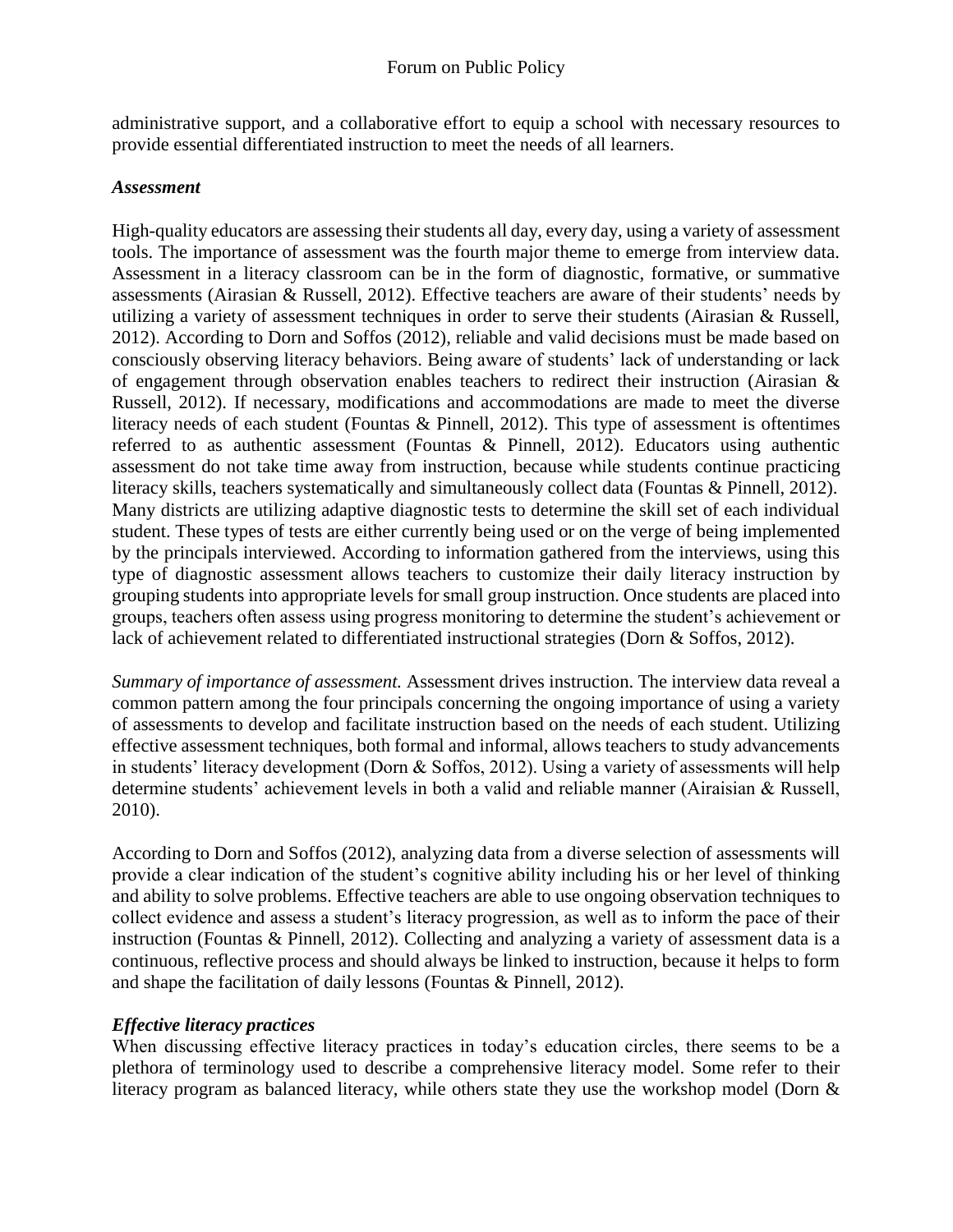administrative support, and a collaborative effort to equip a school with necessary resources to provide essential differentiated instruction to meet the needs of all learners.

### *Assessment*

High-quality educators are assessing their students all day, every day, using a variety of assessment tools. The importance of assessment was the fourth major theme to emerge from interview data. Assessment in a literacy classroom can be in the form of diagnostic, formative, or summative assessments (Airasian & Russell, 2012). Effective teachers are aware of their students' needs by utilizing a variety of assessment techniques in order to serve their students (Airasian & Russell, 2012). According to Dorn and Soffos (2012), reliable and valid decisions must be made based on consciously observing literacy behaviors. Being aware of students' lack of understanding or lack of engagement through observation enables teachers to redirect their instruction (Airasian & Russell, 2012). If necessary, modifications and accommodations are made to meet the diverse literacy needs of each student (Fountas & Pinnell, 2012). This type of assessment is oftentimes referred to as authentic assessment (Fountas & Pinnell, 2012). Educators using authentic assessment do not take time away from instruction, because while students continue practicing literacy skills, teachers systematically and simultaneously collect data (Fountas & Pinnell, 2012). Many districts are utilizing adaptive diagnostic tests to determine the skill set of each individual student. These types of tests are either currently being used or on the verge of being implemented by the principals interviewed. According to information gathered from the interviews, using this type of diagnostic assessment allows teachers to customize their daily literacy instruction by grouping students into appropriate levels for small group instruction. Once students are placed into groups, teachers often assess using progress monitoring to determine the student's achievement or lack of achievement related to differentiated instructional strategies (Dorn & Soffos, 2012).

*Summary of importance of assessment.* Assessment drives instruction. The interview data reveal a common pattern among the four principals concerning the ongoing importance of using a variety of assessments to develop and facilitate instruction based on the needs of each student. Utilizing effective assessment techniques, both formal and informal, allows teachers to study advancements in students' literacy development (Dorn & Soffos, 2012). Using a variety of assessments will help determine students' achievement levels in both a valid and reliable manner (Airaisian & Russell, 2010).

According to Dorn and Soffos (2012), analyzing data from a diverse selection of assessments will provide a clear indication of the student's cognitive ability including his or her level of thinking and ability to solve problems. Effective teachers are able to use ongoing observation techniques to collect evidence and assess a student's literacy progression, as well as to inform the pace of their instruction (Fountas & Pinnell, 2012). Collecting and analyzing a variety of assessment data is a continuous, reflective process and should always be linked to instruction, because it helps to form and shape the facilitation of daily lessons (Fountas & Pinnell, 2012).

### *Effective literacy practices*

When discussing effective literacy practices in today's education circles, there seems to be a plethora of terminology used to describe a comprehensive literacy model. Some refer to their literacy program as balanced literacy, while others state they use the workshop model (Dorn &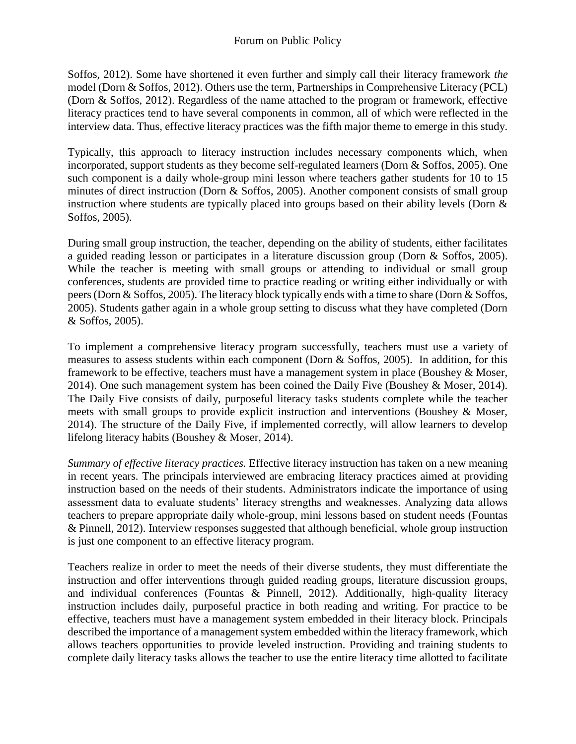Soffos, 2012). Some have shortened it even further and simply call their literacy framework *the* model (Dorn & Soffos, 2012). Others use the term, Partnerships in Comprehensive Literacy (PCL) (Dorn & Soffos, 2012). Regardless of the name attached to the program or framework, effective literacy practices tend to have several components in common, all of which were reflected in the interview data. Thus, effective literacy practices was the fifth major theme to emerge in this study.

Typically, this approach to literacy instruction includes necessary components which, when incorporated, support students as they become self-regulated learners (Dorn & Soffos, 2005). One such component is a daily whole-group mini lesson where teachers gather students for 10 to 15 minutes of direct instruction (Dorn & Soffos, 2005). Another component consists of small group instruction where students are typically placed into groups based on their ability levels (Dorn & Soffos, 2005).

During small group instruction, the teacher, depending on the ability of students, either facilitates a guided reading lesson or participates in a literature discussion group (Dorn & Soffos, 2005). While the teacher is meeting with small groups or attending to individual or small group conferences, students are provided time to practice reading or writing either individually or with peers (Dorn & Soffos, 2005). The literacy block typically ends with a time to share (Dorn & Soffos, 2005). Students gather again in a whole group setting to discuss what they have completed (Dorn & Soffos, 2005).

To implement a comprehensive literacy program successfully, teachers must use a variety of measures to assess students within each component (Dorn & Soffos, 2005). In addition, for this framework to be effective, teachers must have a management system in place (Boushey & Moser, 2014). One such management system has been coined the Daily Five (Boushey & Moser, 2014). The Daily Five consists of daily, purposeful literacy tasks students complete while the teacher meets with small groups to provide explicit instruction and interventions (Boushey & Moser, 2014). The structure of the Daily Five, if implemented correctly, will allow learners to develop lifelong literacy habits (Boushey & Moser, 2014).

*Summary of effective literacy practices.* Effective literacy instruction has taken on a new meaning in recent years. The principals interviewed are embracing literacy practices aimed at providing instruction based on the needs of their students. Administrators indicate the importance of using assessment data to evaluate students' literacy strengths and weaknesses. Analyzing data allows teachers to prepare appropriate daily whole-group, mini lessons based on student needs (Fountas & Pinnell, 2012). Interview responses suggested that although beneficial, whole group instruction is just one component to an effective literacy program.

Teachers realize in order to meet the needs of their diverse students, they must differentiate the instruction and offer interventions through guided reading groups, literature discussion groups, and individual conferences (Fountas & Pinnell, 2012). Additionally, high-quality literacy instruction includes daily, purposeful practice in both reading and writing. For practice to be effective, teachers must have a management system embedded in their literacy block. Principals described the importance of a management system embedded within the literacy framework, which allows teachers opportunities to provide leveled instruction. Providing and training students to complete daily literacy tasks allows the teacher to use the entire literacy time allotted to facilitate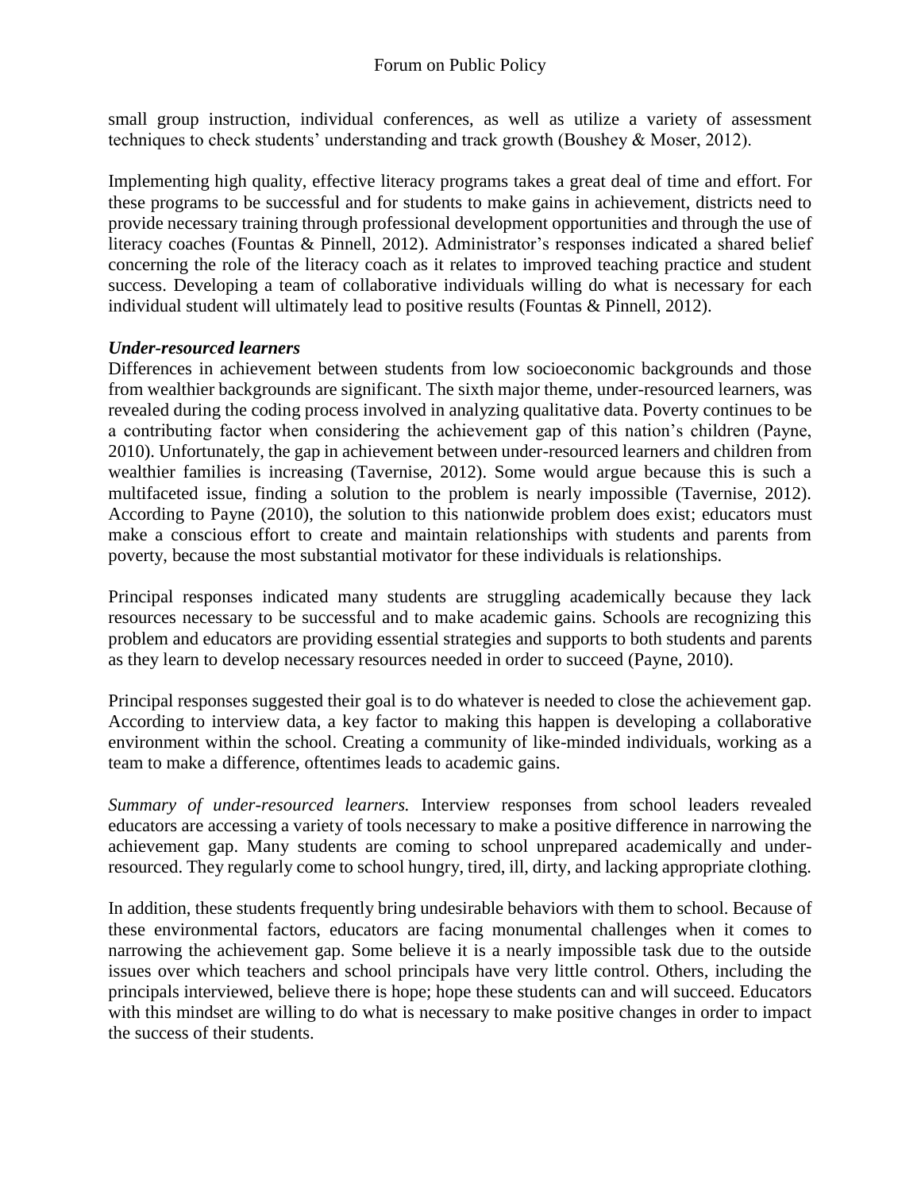small group instruction, individual conferences, as well as utilize a variety of assessment techniques to check students' understanding and track growth (Boushey & Moser, 2012).

Implementing high quality, effective literacy programs takes a great deal of time and effort. For these programs to be successful and for students to make gains in achievement, districts need to provide necessary training through professional development opportunities and through the use of literacy coaches (Fountas & Pinnell, 2012). Administrator's responses indicated a shared belief concerning the role of the literacy coach as it relates to improved teaching practice and student success. Developing a team of collaborative individuals willing do what is necessary for each individual student will ultimately lead to positive results (Fountas & Pinnell, 2012).

### *Under-resourced learners*

Differences in achievement between students from low socioeconomic backgrounds and those from wealthier backgrounds are significant. The sixth major theme, under-resourced learners, was revealed during the coding process involved in analyzing qualitative data. Poverty continues to be a contributing factor when considering the achievement gap of this nation's children (Payne, 2010). Unfortunately, the gap in achievement between under-resourced learners and children from wealthier families is increasing (Tavernise, 2012). Some would argue because this is such a multifaceted issue, finding a solution to the problem is nearly impossible (Tavernise, 2012). According to Payne (2010), the solution to this nationwide problem does exist; educators must make a conscious effort to create and maintain relationships with students and parents from poverty, because the most substantial motivator for these individuals is relationships.

Principal responses indicated many students are struggling academically because they lack resources necessary to be successful and to make academic gains. Schools are recognizing this problem and educators are providing essential strategies and supports to both students and parents as they learn to develop necessary resources needed in order to succeed (Payne, 2010).

Principal responses suggested their goal is to do whatever is needed to close the achievement gap. According to interview data, a key factor to making this happen is developing a collaborative environment within the school. Creating a community of like-minded individuals, working as a team to make a difference, oftentimes leads to academic gains.

*Summary of under-resourced learners.* Interview responses from school leaders revealed educators are accessing a variety of tools necessary to make a positive difference in narrowing the achievement gap. Many students are coming to school unprepared academically and under-resourced. They regularly come to school hungry, tired, ill, dirty, and lacking appropriate clothing.

In addition, these students frequently bring undesirable behaviors with them to school. Because of these environmental factors, educators are facing monumental challenges when it comes to narrowing the achievement gap. Some believe it is a nearly impossible task due to the outside issues over which teachers and school principals have very little control. Others, including the principals interviewed, believe there is hope; hope these students can and will succeed. Educators with this mindset are willing to do what is necessary to make positive changes in order to impact the success of their students.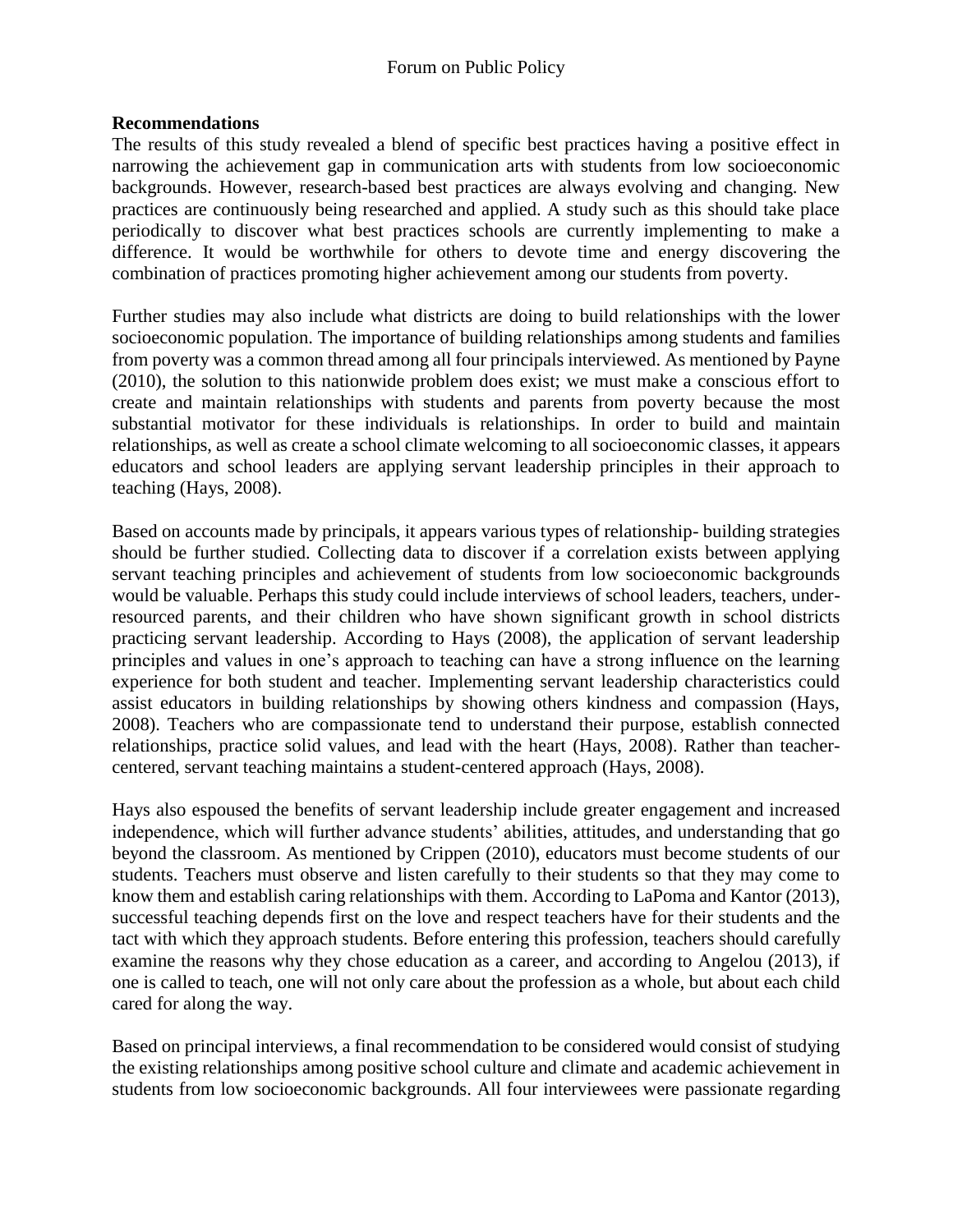## Recommendations

The results of this study revealed a blend of specific best practices having a positive effect in narrowing the achievement gap in communication arts with students from low socioeconomic backgrounds. However, research-based best practices are always evolving and changing. New practices are continuously being researched and applied. A study such as this should take place periodically to discover what best practices schools are currently implementing to make a difference. It would be worthwhile for others to devote time and energy discovering the combination of practices promoting higher achievement among our students from poverty.

Further studies may also include what districts are doing to build relationships with the lower socioeconomic population. The importance of building relationships among students and families from poverty was a common thread among all four principals interviewed. As mentioned by Payne (2010), the solution to this nationwide problem does exist; we must make a conscious effort to create and maintain relationships with students and parents from poverty because the most substantial motivator for these individuals is relationships. In order to build and maintain relationships, as well as create a school climate welcoming to all socioeconomic classes, it appears educators and school leaders are applying servant leadership principles in their approach to teaching (Hays, 2008).

Based on accounts made by principals, it appears various types of relationship- building strategies should be further studied. Collecting data to discover if a correlation exists between applying servant teaching principles and achievement of students from low socioeconomic backgrounds would be valuable. Perhaps this study could include interviews of school leaders, teachers, under-resourced parents, and their children who have shown significant growth in school districts practicing servant leadership. According to Hays (2008), the application of servant leadership principles and values in one's approach to teaching can have a strong influence on the learning experience for both student and teacher. Implementing servant leadership characteristics could assist educators in building relationships by showing others kindness and compassion (Hays, 2008). Teachers who are compassionate tend to understand their purpose, establish connected relationships, practice solid values, and lead with the heart (Hays, 2008). Rather than teacher-centered, servant teaching maintains a student-centered approach (Hays, 2008).

Hays also espoused the benefits of servant leadership include greater engagement and increased independence, which will further advance students' abilities, attitudes, and understanding that go beyond the classroom. As mentioned by Crippen (2010), educators must become students of our students. Teachers must observe and listen carefully to their students so that they may come to know them and establish caring relationships with them. According to LaPoma and Kantor (2013), successful teaching depends first on the love and respect teachers have for their students and the tact with which they approach students. Before entering this profession, teachers should carefully examine the reasons why they chose education as a career, and according to Angelou (2013), if one is called to teach, one will not only care about the profession as a whole, but about each child cared for along the way.

Based on principal interviews, a final recommendation to be considered would consist of studying the existing relationships among positive school culture and climate and academic achievement in students from low socioeconomic backgrounds. All four interviewees were passionate regarding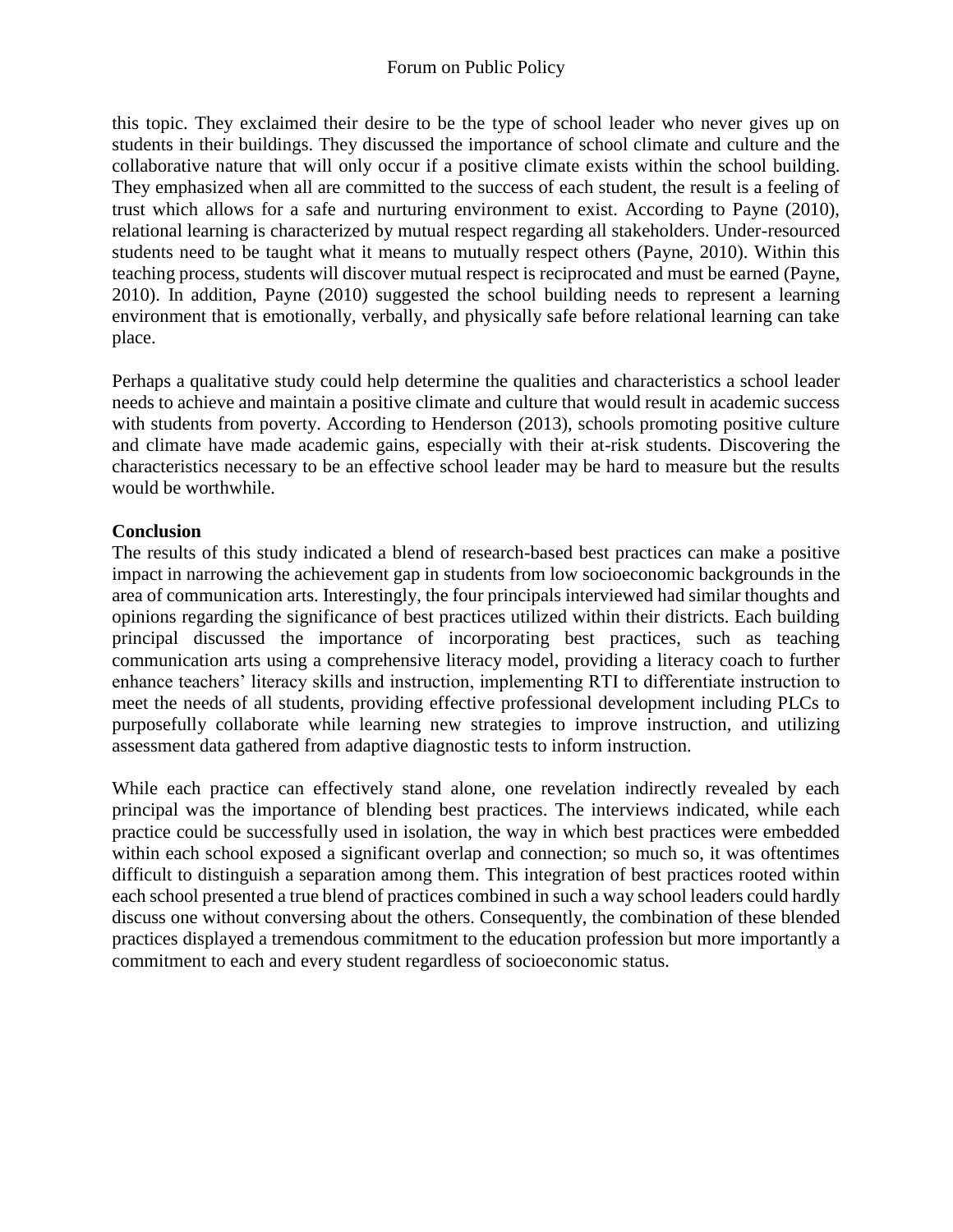this topic. They exclaimed their desire to be the type of school leader who never gives up on students in their buildings. They discussed the importance of school climate and culture and the collaborative nature that will only occur if a positive climate exists within the school building. They emphasized when all are committed to the success of each student, the result is a feeling of trust which allows for a safe and nurturing environment to exist. According to Payne (2010), relational learning is characterized by mutual respect regarding all stakeholders. Under-resourced students need to be taught what it means to mutually respect others (Payne, 2010). Within this teaching process, students will discover mutual respect is reciprocated and must be earned (Payne, 2010). In addition, Payne (2010) suggested the school building needs to represent a learning environment that is emotionally, verbally, and physically safe before relational learning can take place.

Perhaps a qualitative study could help determine the qualities and characteristics a school leader needs to achieve and maintain a positive climate and culture that would result in academic success with students from poverty. According to Henderson (2013), schools promoting positive culture and climate have made academic gains, especially with their at-risk students. Discovering the characteristics necessary to be an effective school leader may be hard to measure but the results would be worthwhile.

**Conclusion**

The results of this study indicated a blend of research-based best practices can make a positive impact in narrowing the achievement gap in students from low socioeconomic backgrounds in the area of communication arts. Interestingly, the four principals interviewed had similar thoughts and opinions regarding the significance of best practices utilized within their districts. Each building principal discussed the importance of incorporating best practices, such as teaching communication arts using a comprehensive literacy model, providing a literacy coach to further enhance teachers' literacy skills and instruction, implementing RTI to differentiate instruction to meet the needs of all students, providing effective professional development including PLCs to purposefully collaborate while learning new strategies to improve instruction, and utilizing assessment data gathered from adaptive diagnostic tests to inform instruction.

While each practice can effectively stand alone, one revelation indirectly revealed by each principal was the importance of blending best practices. The interviews indicated, while each practice could be successfully used in isolation, the way in which best practices were embedded within each school exposed a significant overlap and connection; so much so, it was oftentimes difficult to distinguish a separation among them. This integration of best practices rooted within each school presented a true blend of practices combined in such a way school leaders could hardly discuss one without conversing about the others. Consequently, the combination of these blended practices displayed a tremendous commitment to the education profession but more importantly a commitment to each and every student regardless of socioeconomic status.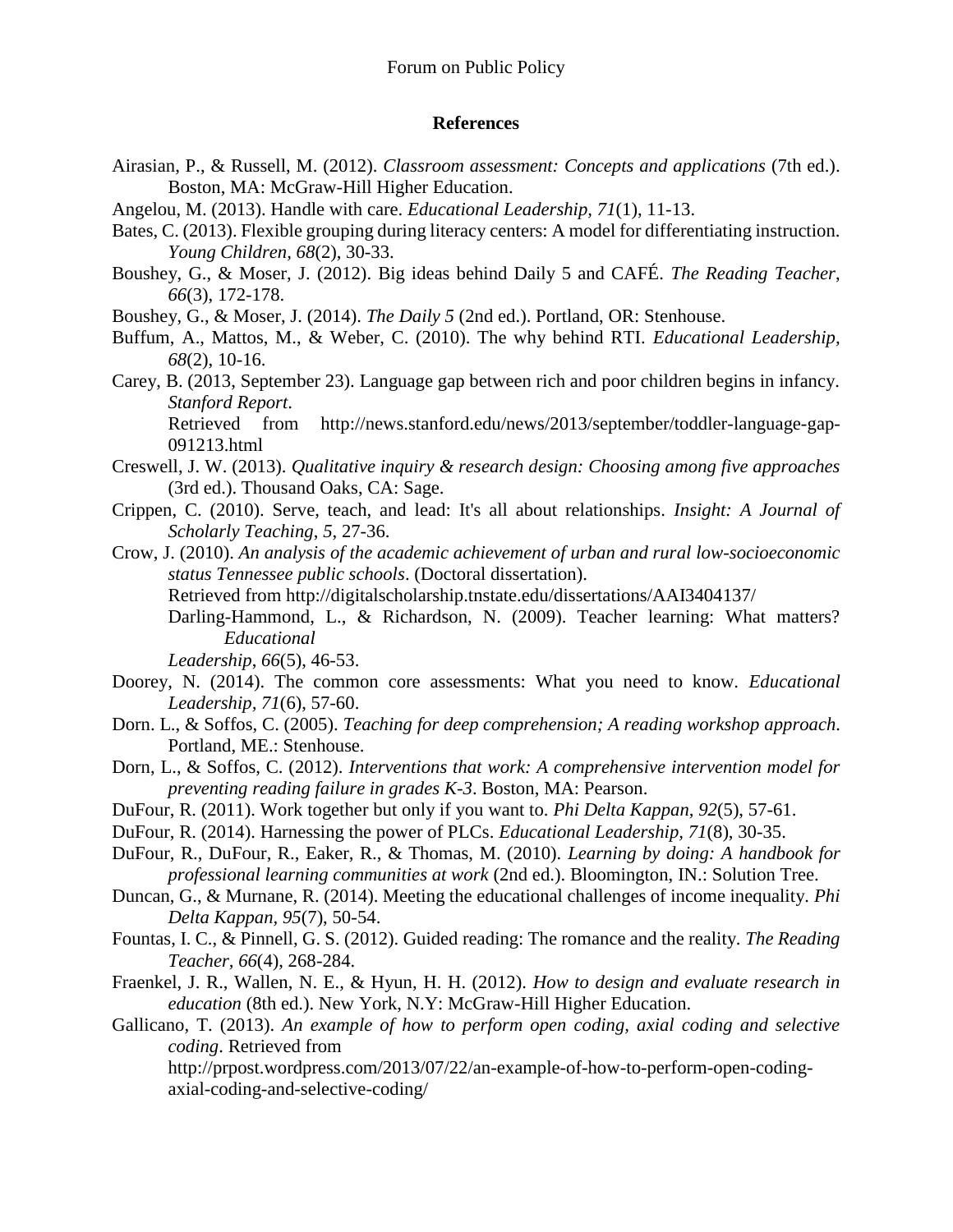## References

Airasian, P., & Russell, M. (2012). *Classroom assessment: Concepts and applications* (7th ed.). Boston, MA: McGraw-Hill Higher Education.

Angelou, M. (2013). Handle with care. *Educational Leadership, 71*(1), 11-13.

Bates, C. (2013). Flexible grouping during literacy centers: A model for differentiating instruction. *Young Children, 68*(2), 30-33.

Boushey, G., & Moser, J. (2012). Big ideas behind Daily 5 and CAFÉ. *The Reading Teacher*, *66*(3), 172-178.

Boushey, G., & Moser, J. (2014). *The Daily 5* (2nd ed.). Portland, OR: Stenhouse.

Buffum, A., Mattos, M., & Weber, C. (2010). The why behind RTI. *Educational Leadership, 68*(2), 10-16.

Carey, B. (2013, September 23). Language gap between rich and poor children begins in infancy. *Stanford Report*. Retrieved from http://news.stanford.edu/news/2013/september/toddler-language-gap-091213.html

Creswell, J. W. (2013). *Qualitative inquiry & research design: Choosing among five approaches* (3rd ed.). Thousand Oaks, CA: Sage.

Crippen, C. (2010). Serve, teach, and lead: It's all about relationships. *Insight: A Journal of Scholarly Teaching*, *5*, 27-36.

Crow, J. (2010). *An analysis of the academic achievement of urban and rural low-socioeconomic status Tennessee public schools*. (Doctoral dissertation). Retrieved from http://digitalscholarship.tnstate.edu/dissertations/AAI3404137/

Darling-Hammond, L., & Richardson, N. (2009). Teacher learning: What matters? *Educational Leadership*, *66*(5), 46-53.

Doorey, N. (2014). The common core assessments: What you need to know. *Educational Leadership*, *71*(6), 57-60.

Dorn. L., & Soffos, C. (2005). *Teaching for deep comprehension; A reading workshop approach*. Portland, ME.: Stenhouse.

Dorn, L., & Soffos, C. (2012). *Interventions that work: A comprehensive intervention model for preventing reading failure in grades K-3*. Boston, MA: Pearson.

DuFour, R. (2011). Work together but only if you want to. *Phi Delta Kappan, 92*(5), 57-61.

DuFour, R. (2014). Harnessing the power of PLCs. *Educational Leadership*, *71*(8), 30-35.

DuFour, R., DuFour, R., Eaker, R., & Thomas, M. (2010). *Learning by doing: A handbook for professional learning communities at work* (2nd ed.). Bloomington, IN.: Solution Tree.

Duncan, G., & Murnane, R. (2014). Meeting the educational challenges of income inequality. *Phi Delta Kappan, 95*(7), 50-54.

Fountas, I. C., & Pinnell, G. S. (2012). Guided reading: The romance and the reality. *The Reading Teacher, 66*(4), 268-284.

Fraenkel, J. R., Wallen, N. E., & Hyun, H. H. (2012). *How to design and evaluate research in education* (8th ed.). New York, N.Y: McGraw-Hill Higher Education.

Gallicano, T. (2013). *An example of how to perform open coding, axial coding and selective coding*. Retrieved from http://prpost.wordpress.com/2013/07/22/an-example-of-how-to-perform-open-coding-axial-coding-and-selective-coding/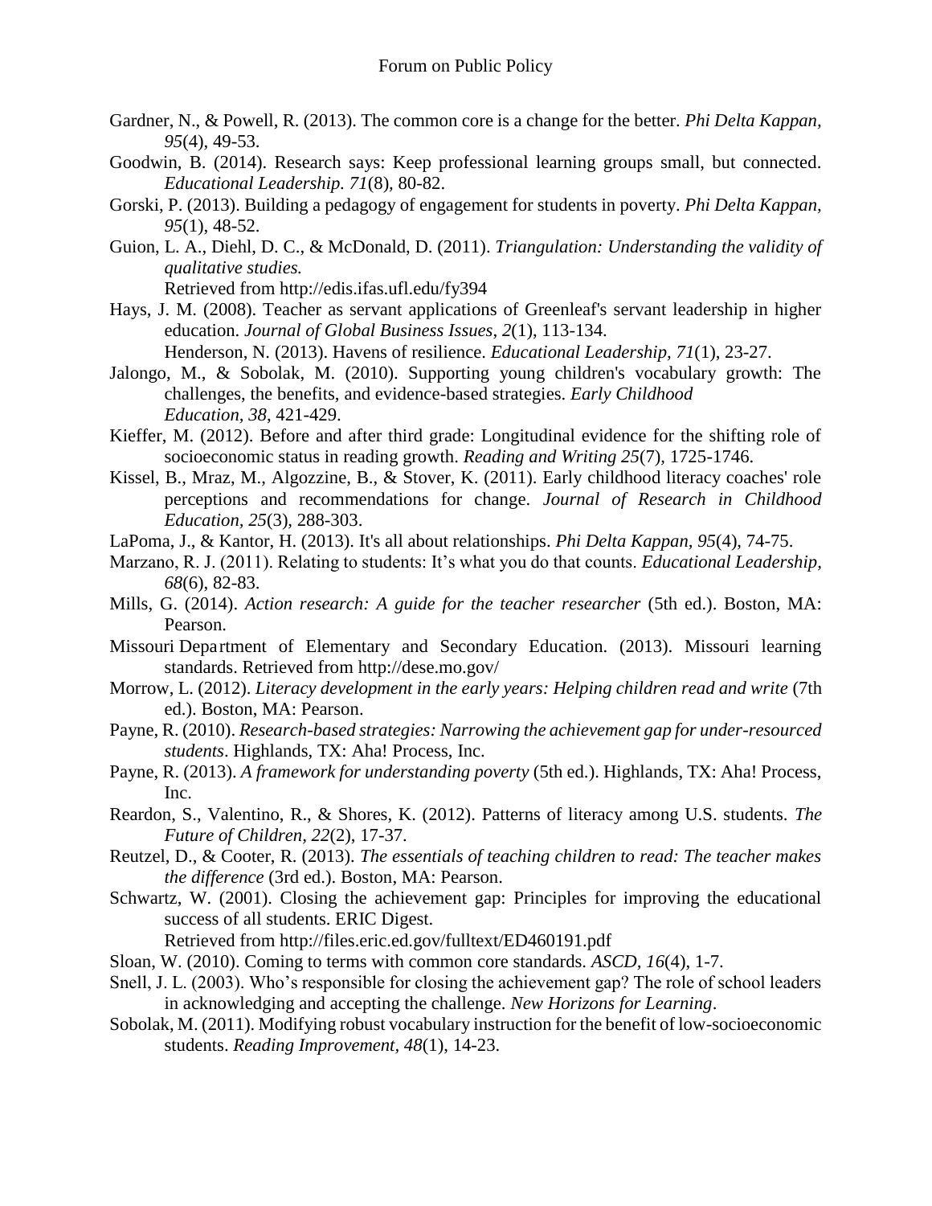Gardner, N., & Powell, R. (2013). The common core is a change for the better. *Phi Delta Kappan, 95*(4), 49-53.

Goodwin, B. (2014). Research says: Keep professional learning groups small, but connected. *Educational Leadership. 71*(8), 80-82.

Gorski, P. (2013). Building a pedagogy of engagement for students in poverty. *Phi Delta Kappan, 95*(1), 48-52.

Guion, L. A., Diehl, D. C., & McDonald, D. (2011). *Triangulation: Understanding the validity of qualitative studies.* Retrieved from http://edis.ifas.ufl.edu/fy394

Hays, J. M. (2008). Teacher as servant applications of Greenleaf's servant leadership in higher education. *Journal of Global Business Issues, 2*(1), 113-134.

Henderson, N. (2013). Havens of resilience. *Educational Leadership, 71*(1), 23-27.

Jalongo, M., & Sobolak, M. (2010). Supporting young children's vocabulary growth: The challenges, the benefits, and evidence-based strategies. *Early Childhood Education, 38*, 421-429.

Kieffer, M. (2012). Before and after third grade: Longitudinal evidence for the shifting role of socioeconomic status in reading growth. *Reading and Writing 25*(7), 1725-1746.

Kissel, B., Mraz, M., Algozzine, B., & Stover, K. (2011). Early childhood literacy coaches' role perceptions and recommendations for change. *Journal of Research in Childhood Education, 25*(3), 288-303.

LaPoma, J., & Kantor, H. (2013). It's all about relationships. *Phi Delta Kappan, 95*(4), 74-75.

Marzano, R. J. (2011). Relating to students: It's what you do that counts. *Educational Leadership, 68*(6), 82-83.

Mills, G. (2014). *Action research: A guide for the teacher researcher* (5th ed.). Boston, MA: Pearson.

Missouri Department of Elementary and Secondary Education. (2013). Missouri learning standards. Retrieved from http://dese.mo.gov/

Morrow, L. (2012). *Literacy development in the early years: Helping children read and write* (7th ed.). Boston, MA: Pearson.

Payne, R. (2010). *Research-based strategies: Narrowing the achievement gap for under-resourced students*. Highlands, TX: Aha! Process, Inc.

Payne, R. (2013). *A framework for understanding poverty* (5th ed.). Highlands, TX: Aha! Process, Inc.

Reardon, S., Valentino, R., & Shores, K. (2012). Patterns of literacy among U.S. students. *The Future of Children, 22*(2), 17-37.

Reutzel, D., & Cooter, R. (2013). *The essentials of teaching children to read: The teacher makes the difference* (3rd ed.). Boston, MA: Pearson.

Schwartz, W. (2001). Closing the achievement gap: Principles for improving the educational success of all students. ERIC Digest. Retrieved from http://files.eric.ed.gov/fulltext/ED460191.pdf

Sloan, W. (2010). Coming to terms with common core standards. *ASCD, 16*(4), 1-7.

Snell, J. L. (2003). Who's responsible for closing the achievement gap? The role of school leaders in acknowledging and accepting the challenge. *New Horizons for Learning*.

Sobolak, M. (2011). Modifying robust vocabulary instruction for the benefit of low-socioeconomic students. *Reading Improvement, 48*(1), 14-23.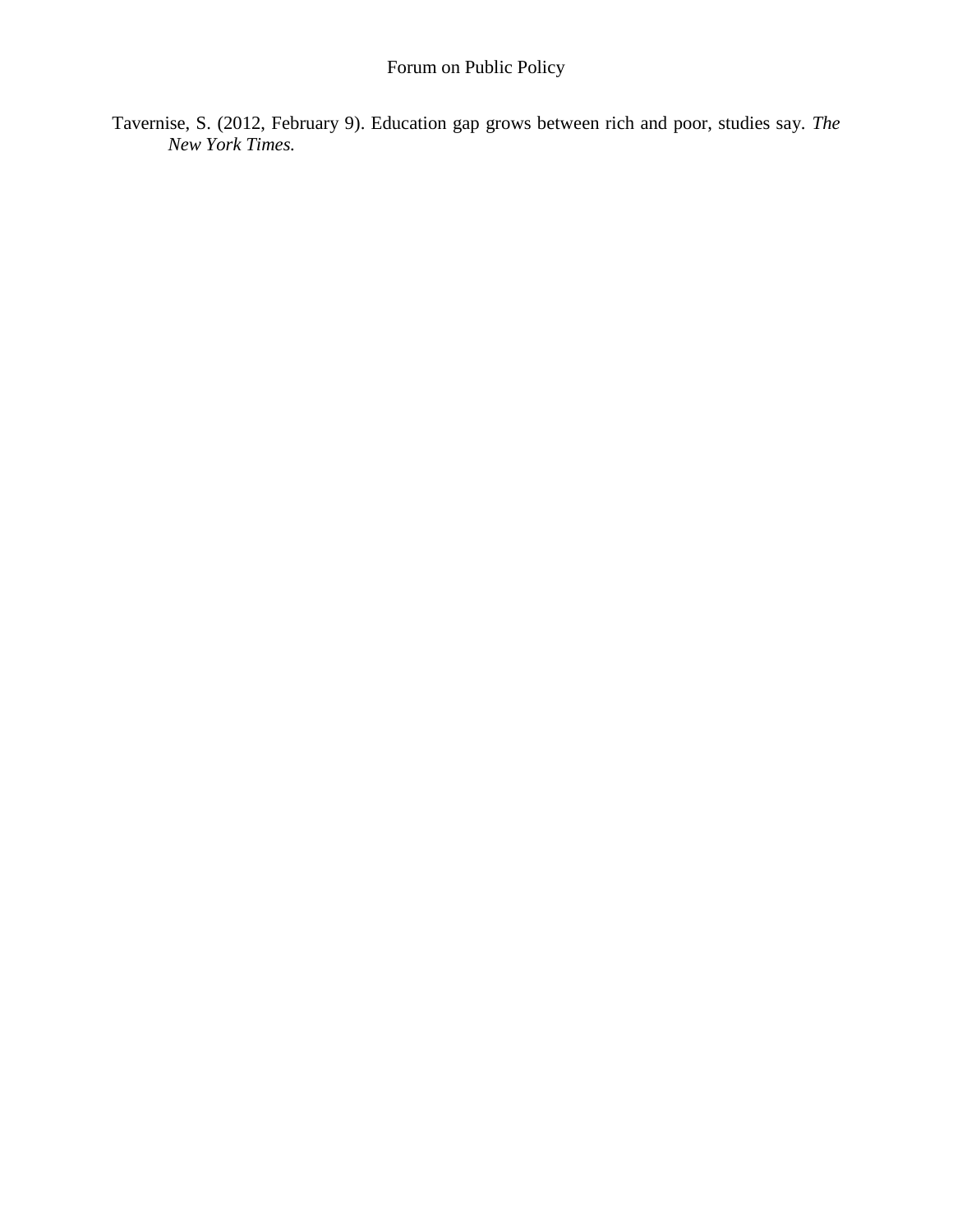Tavernise, S. (2012, February 9). Education gap grows between rich and poor, studies say. *The New York Times.*